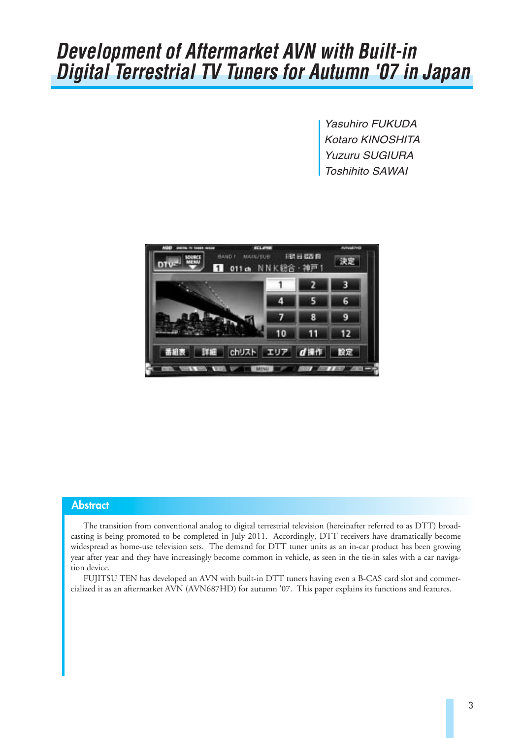# Development of Aftermarket AVN with Built-in Digital Terrestrial TV Tuners for Autumn '07 in Japan

*Yasuhiro FUKUDA*
*Kotaro KINOSHITA*
*Yuzuru SUGIURA*
*Toshihito SAWAI*

## Abstract

The transition from conventional analog to digital terrestrial television (hereinafter referred to as DTT) broadcasting is being promoted to be completed in July 2011. Accordingly, DTT receivers have dramatically become widespread as home-use television sets. The demand for DTT tuner units as an in-car product has been growing year after year and they have increasingly become common in vehicle, as seen in the tie-in sales with a car navigation device.

FUJITSU TEN has developed an AVN with built-in DTT tuners having even a B-CAS card slot and commercialized it as an aftermarket AVN (AVN687HD) for autumn '07. This paper explains its functions and features.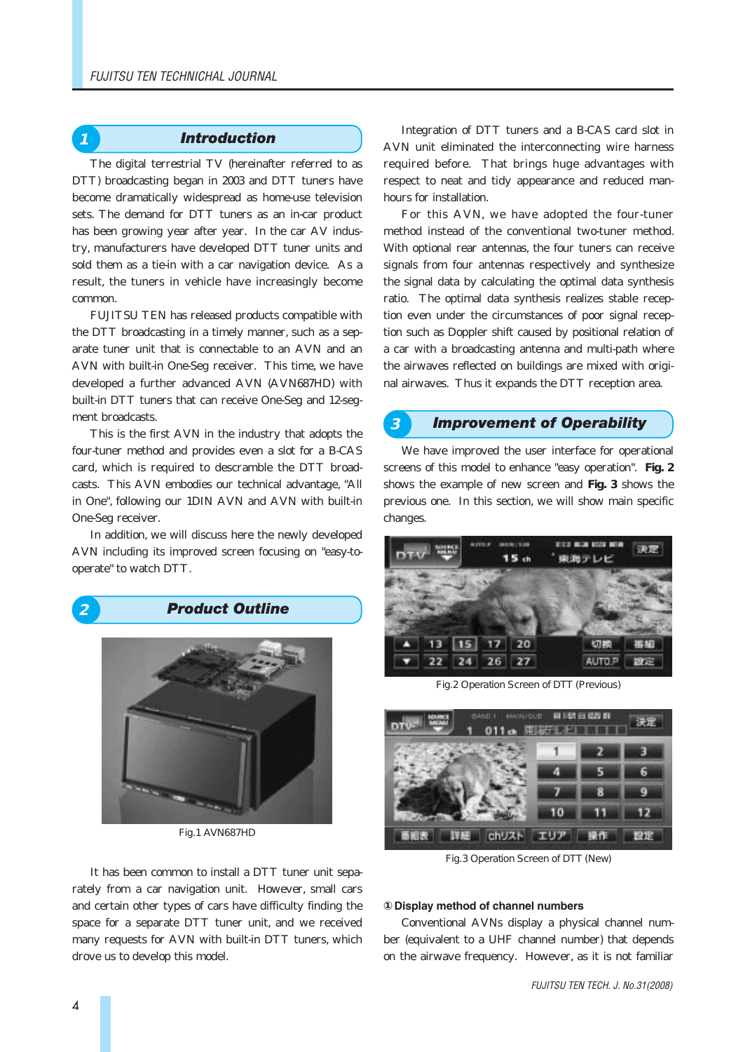## 1 Introduction

The digital terrestrial TV (hereinafter referred to as DTT) broadcasting began in 2003 and DTT tuners have become dramatically widespread as home-use television sets. The demand for DTT tuners as an in-car product has been growing year after year. In the car AV industry, manufacturers have developed DTT tuner units and sold them as a tie-in with a car navigation device. As a result, the tuners in vehicle have increasingly become common.

FUJITSU TEN has released products compatible with the DTT broadcasting in a timely manner, such as a separate tuner unit that is connectable to an AVN and an AVN with built-in One-Seg receiver. This time, we have developed a further advanced AVN (AVN687HD) with built-in DTT tuners that can receive One-Seg and 12-segment broadcasts.

This is the first AVN in the industry that adopts the four-tuner method and provides even a slot for a B-CAS card, which is required to descramble the DTT broadcasts. This AVN embodies our technical advantage, "All in One", following our 1DIN AVN and AVN with built-in One-Seg receiver.

In addition, we will discuss here the newly developed AVN including its improved screen focusing on "easy-to-operate" to watch DTT.

## 2 Product Outline

Fig.1 AVN687HD

It has been common to install a DTT tuner unit separately from a car navigation unit. However, small cars and certain other types of cars have difficulty finding the space for a separate DTT tuner unit, and we received many requests for AVN with built-in DTT tuners, which drove us to develop this model.

Integration of DTT tuners and a B-CAS card slot in AVN unit eliminated the interconnecting wire harness required before. That brings huge advantages with respect to neat and tidy appearance and reduced man-hours for installation.

For this AVN, we have adopted the four-tuner method instead of the conventional two-tuner method. With optional rear antennas, the four tuners can receive signals from four antennas respectively and synthesize the signal data by calculating the optimal data synthesis ratio. The optimal data synthesis realizes stable reception even under the circumstances of poor signal reception such as Doppler shift caused by positional relation of a car with a broadcasting antenna and multi-path where the airwaves reflected on buildings are mixed with original airwaves. Thus it expands the DTT reception area.

## 3 Improvement of Operability

We have improved the user interface for operational screens of this model to enhance "easy operation". **Fig. 2** shows the example of new screen and **Fig. 3** shows the previous one. In this section, we will show main specific changes.

Fig.2 Operation Screen of DTT (Previous)

Fig.3 Operation Screen of DTT (New)

### ① Display method of channel numbers

Conventional AVNs display a physical channel number (equivalent to a UHF channel number) that depends on the airwave frequency. However, as it is not familiar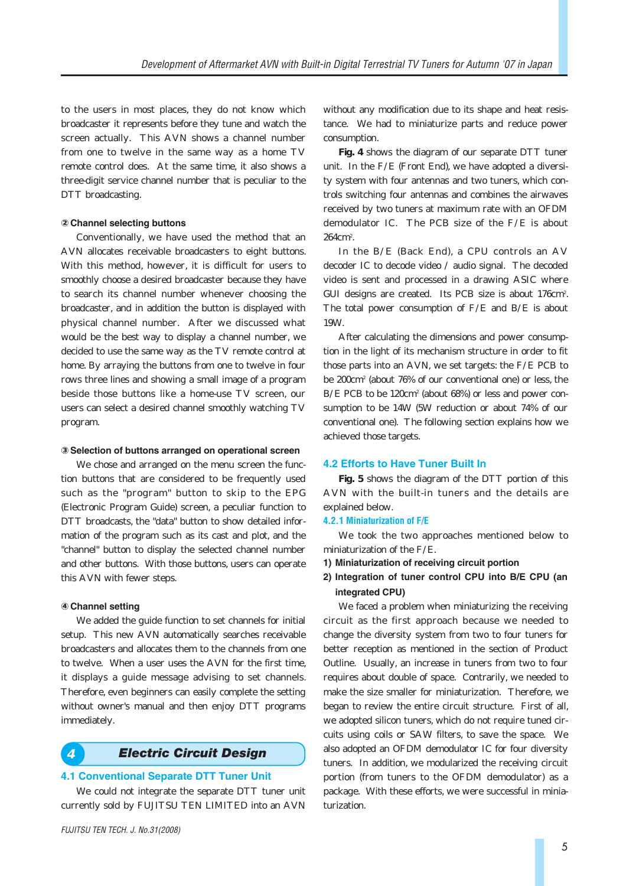to the users in most places, they do not know which broadcaster it represents before they tune and watch the screen actually. This AVN shows a channel number from one to twelve in the same way as a home TV remote control does. At the same time, it also shows a three-digit service channel number that is peculiar to the DTT broadcasting.

**② Channel selecting buttons**

Conventionally, we have used the method that an AVN allocates receivable broadcasters to eight buttons. With this method, however, it is difficult for users to smoothly choose a desired broadcaster because they have to search its channel number whenever choosing the broadcaster, and in addition the button is displayed with physical channel number. After we discussed what would be the best way to display a channel number, we decided to use the same way as the TV remote control at home. By arraying the buttons from one to twelve in four rows three lines and showing a small image of a program beside those buttons like a home-use TV screen, our users can select a desired channel smoothly watching TV program.

**③ Selection of buttons arranged on operational screen**

We chose and arranged on the menu screen the function buttons that are considered to be frequently used such as the "program" button to skip to the EPG (Electronic Program Guide) screen, a peculiar function to DTT broadcasts, the "data" button to show detailed information of the program such as its cast and plot, and the "channel" button to display the selected channel number and other buttons. With those buttons, users can operate this AVN with fewer steps.

**④ Channel setting**

We added the guide function to set channels for initial setup. This new AVN automatically searches receivable broadcasters and allocates them to the channels from one to twelve. When a user uses the AVN for the first time, it displays a guide message advising to set channels. Therefore, even beginners can easily complete the setting without owner's manual and then enjoy DTT programs immediately.

## 4 Electric Circuit Design

### 4.1 Conventional Separate DTT Tuner Unit

We could not integrate the separate DTT tuner unit currently sold by FUJITSU TEN LIMITED into an AVN without any modification due to its shape and heat resistance. We had to miniaturize parts and reduce power consumption.

**Fig. 4** shows the diagram of our separate DTT tuner unit. In the F/E (Front End), we have adopted a diversity system with four antennas and two tuners, which controls switching four antennas and combines the airwaves received by two tuners at maximum rate with an OFDM demodulator IC. The PCB size of the F/E is about 264cm².

In the B/E (Back End), a CPU controls an AV decoder IC to decode video / audio signal. The decoded video is sent and processed in a drawing ASIC where GUI designs are created. Its PCB size is about 176cm². The total power consumption of F/E and B/E is about 19W.

After calculating the dimensions and power consumption in the light of its mechanism structure in order to fit those parts into an AVN, we set targets: the F/E PCB to be 200cm² (about 76% of our conventional one) or less, the B/E PCB to be 120cm² (about 68%) or less and power consumption to be 14W (5W reduction or about 74% of our conventional one). The following section explains how we achieved those targets.

### 4.2 Efforts to Have Tuner Built In

**Fig. 5** shows the diagram of the DTT portion of this AVN with the built-in tuners and the details are explained below.

#### 4.2.1 Miniaturization of F/E

We took the two approaches mentioned below to miniaturization of the F/E.

**1) Miniaturization of receiving circuit portion**

**2) Integration of tuner control CPU into B/E CPU (an integrated CPU)**

We faced a problem when miniaturizing the receiving circuit as the first approach because we needed to change the diversity system from two to four tuners for better reception as mentioned in the section of Product Outline. Usually, an increase in tuners from two to four requires about double of space. Contrarily, we needed to make the size smaller for miniaturization. Therefore, we began to review the entire circuit structure. First of all, we adopted silicon tuners, which do not require tuned circuits using coils or SAW filters, to save the space. We also adopted an OFDM demodulator IC for four diversity tuners. In addition, we modularized the receiving circuit portion (from tuners to the OFDM demodulator) as a package. With these efforts, we were successful in miniaturization.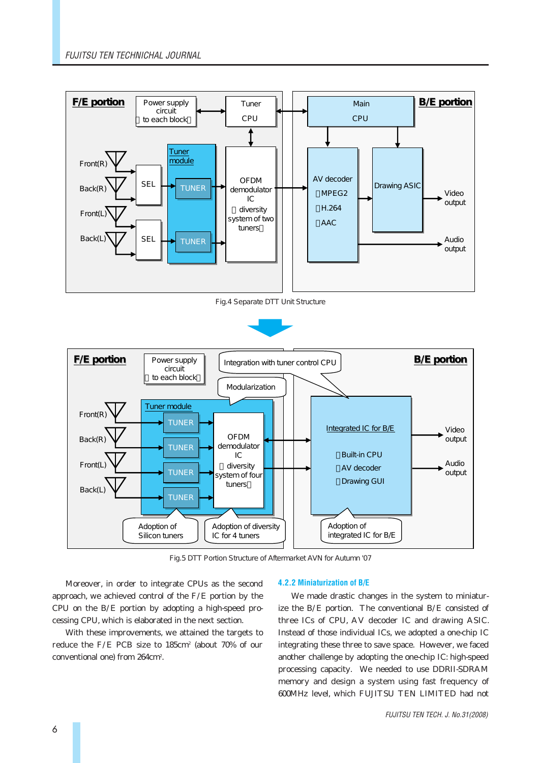F/E portion

Power supply circuit
（to each block）

Tuner CPU

Main CPU

B/E portion

Front(R)

Back(R)

Front(L)

Back(L)

SEL

SEL

Tuner module

TUNER

TUNER

OFDM demodulator IC
（diversity system of two tuners）

AV decoder
・MPEG2
・H.264
・AAC

Drawing ASIC

Video output

Audio output

Fig.4 Separate DTT Unit Structure

F/E portion

Power supply circuit
（to each block）

Integration with tuner control CPU

Modularization

B/E portion

Tuner module

Front(R)

Back(R)

Front(L)

Back(L)

TUNER

TUNER

TUNER

TUNER

OFDM demodulator IC
（diversity system of four tuners）

Integrated IC for B/E
・Built-in CPU
・AV decoder
・Drawing GUI

Video output

Audio output

Adoption of Silicon tuners

Adoption of diversity IC for 4 tuners

Adoption of integrated IC for B/E

Fig.5 DTT Portion Structure of Aftermarket AVN for Autumn '07

Moreover, in order to integrate CPUs as the second approach, we achieved control of the F/E portion by the CPU on the B/E portion by adopting a high-speed processing CPU, which is elaborated in the next section.

With these improvements, we attained the targets to reduce the F/E PCB size to 185cm$^2$ (about 70% of our conventional one) from 264cm$^2$.

### 4.2.2 Miniaturization of B/E

We made drastic changes in the system to miniaturize the B/E portion. The conventional B/E consisted of three ICs of CPU, AV decoder IC and drawing ASIC. Instead of those individual ICs, we adopted a one-chip IC integrating these three to save space. However, we faced another challenge by adopting the one-chip IC: high-speed processing capacity. We needed to use DDRII-SDRAM memory and design a system using fast frequency of 600MHz level, which FUJITSU TEN LIMITED had not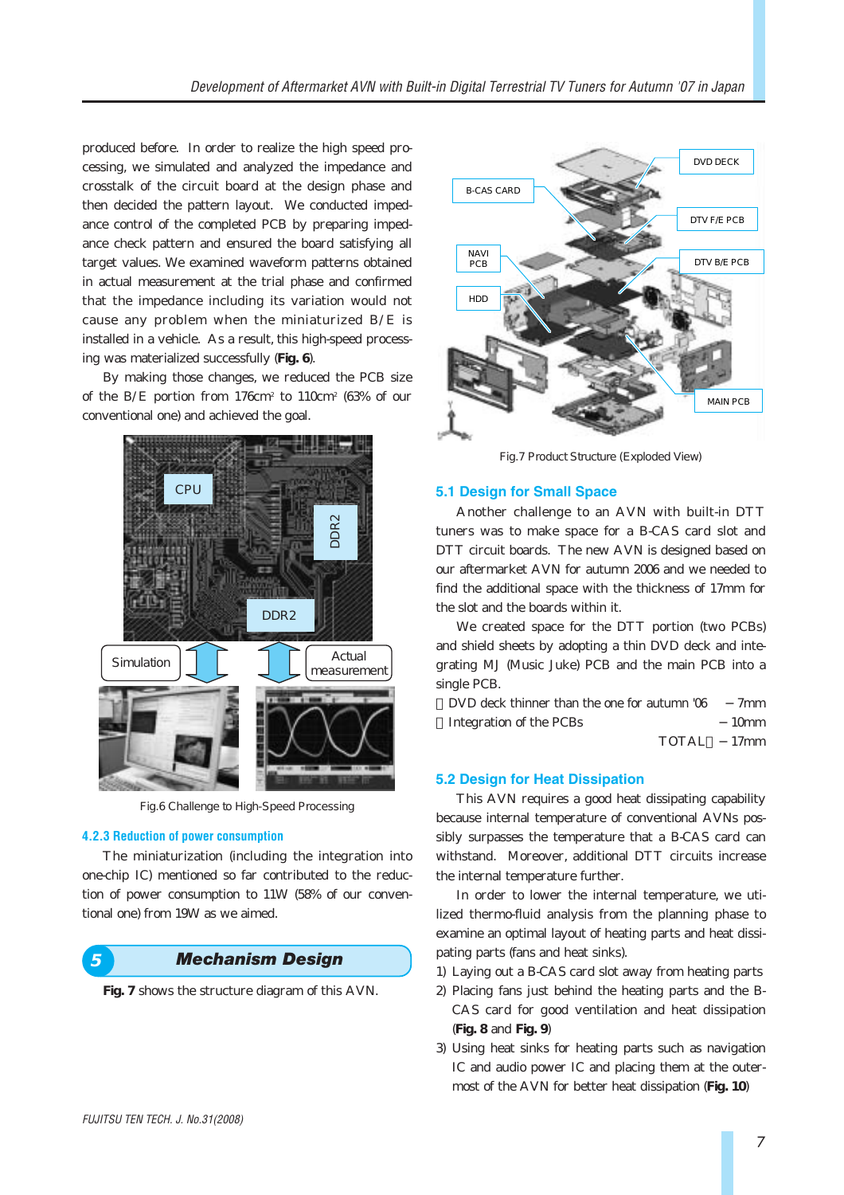produced before. In order to realize the high speed processing, we simulated and analyzed the impedance and crosstalk of the circuit board at the design phase and then decided the pattern layout. We conducted impedance control of the completed PCB by preparing impedance check pattern and ensured the board satisfying all target values. We examined waveform patterns obtained in actual measurement at the trial phase and confirmed that the impedance including its variation would not cause any problem when the miniaturized B/E is installed in a vehicle. As a result, this high-speed processing was materialized successfully (**Fig. 6**).

By making those changes, we reduced the PCB size of the B/E portion from 176cm$^2$ to 110cm$^2$ (63% of our conventional one) and achieved the goal.

CPU
DDR2
DDR2
Simulation
Actual measurement

Fig.6 Challenge to High-Speed Processing

### 4.2.3 Reduction of power consumption

The miniaturization (including the integration into one-chip IC) mentioned so far contributed to the reduction of power consumption to 11W (58% of our conventional one) from 19W as we aimed.

## 5 Mechanism Design

**Fig. 7** shows the structure diagram of this AVN.

DVD DECK
B-CAS CARD
DTV F/E PCB
NAVI PCB
DTV B/E PCB
HDD
MAIN PCB

Fig.7 Product Structure (Exploded View)

### 5.1 Design for Small Space

Another challenge to an AVN with built-in DTT tuners was to make space for a B-CAS card slot and DTT circuit boards. The new AVN is designed based on our aftermarket AVN for autumn 2006 and we needed to find the additional space with the thickness of 17mm for the slot and the boards within it.

We created space for the DTT portion (two PCBs) and shield sheets by adopting a thin DVD deck and integrating MJ (Music Juke) PCB and the main PCB into a single PCB.

・DVD deck thinner than the one for autumn '06 −7mm
・Integration of the PCBs −10mm
TOTAL −17mm

### 5.2 Design for Heat Dissipation

This AVN requires a good heat dissipating capability because internal temperature of conventional AVNs possibly surpasses the temperature that a B-CAS card can withstand. Moreover, additional DTT circuits increase the internal temperature further.

In order to lower the internal temperature, we utilized thermo-fluid analysis from the planning phase to examine an optimal layout of heating parts and heat dissipating parts (fans and heat sinks).

1) Laying out a B-CAS card slot away from heating parts
2) Placing fans just behind the heating parts and the B-CAS card for good ventilation and heat dissipation (**Fig. 8** and **Fig. 9**)
3) Using heat sinks for heating parts such as navigation IC and audio power IC and placing them at the outermost of the AVN for better heat dissipation (**Fig. 10**)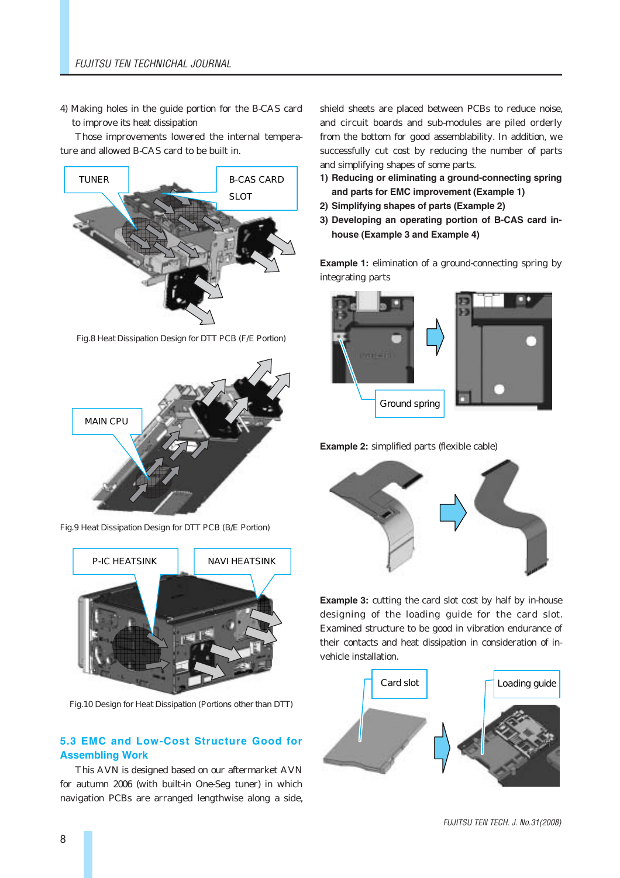4) Making holes in the guide portion for the B-CAS card to improve its heat dissipation

Those improvements lowered the internal temperature and allowed B-CAS card to be built in.

TUNER

B-CAS CARD SLOT

Fig.8 Heat Dissipation Design for DTT PCB (F/E Portion)

MAIN CPU

Fig.9 Heat Dissipation Design for DTT PCB (B/E Portion)

P-IC HEATSINK

NAVI HEATSINK

Fig.10 Design for Heat Dissipation (Portions other than DTT)

## 5.3 EMC and Low-Cost Structure Good for Assembling Work

This AVN is designed based on our aftermarket AVN for autumn 2006 (with built-in One-Seg tuner) in which navigation PCBs are arranged lengthwise along a side, shield sheets are placed between PCBs to reduce noise, and circuit boards and sub-modules are piled orderly from the bottom for good assemblability. In addition, we successfully cut cost by reducing the number of parts and simplifying shapes of some parts.

**1) Reducing or eliminating a ground-connecting spring and parts for EMC improvement (Example 1)**

**2) Simplifying shapes of parts (Example 2)**

**3) Developing an operating portion of B-CAS card in-house (Example 3 and Example 4)**

**Example 1:** elimination of a ground-connecting spring by integrating parts

Ground spring

**Example 2:** simplified parts (flexible cable)

**Example 3:** cutting the card slot cost by half by in-house designing of the loading guide for the card slot. Examined structure to be good in vibration endurance of their contacts and heat dissipation in consideration of in-vehicle installation.

Card slot

Loading guide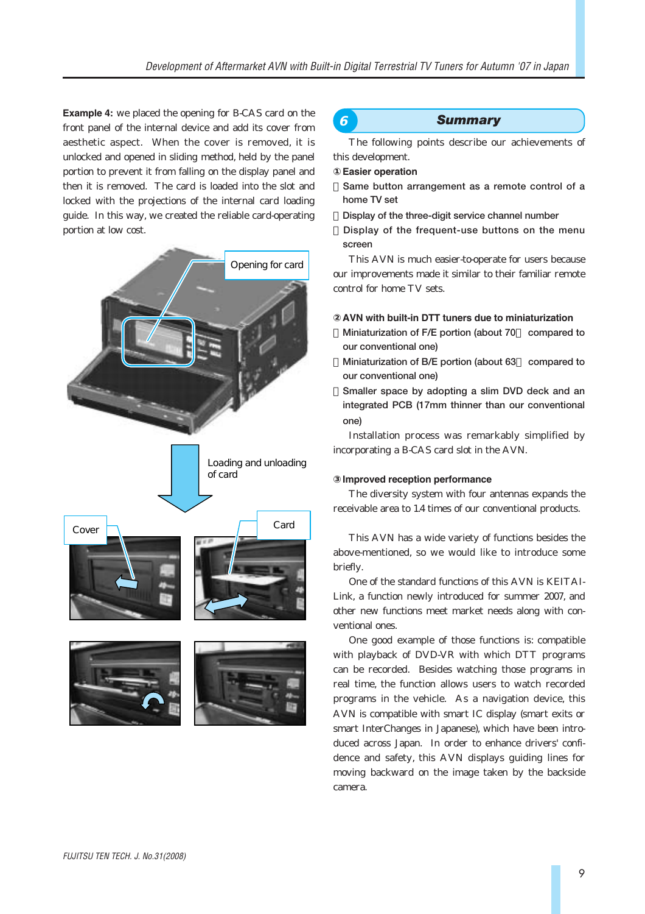**Example 4:** we placed the opening for B-CAS card on the front panel of the internal device and add its cover from aesthetic aspect. When the cover is removed, it is unlocked and opened in sliding method, held by the panel portion to prevent it from falling on the display panel and then it is removed. The card is loaded into the slot and locked with the projections of the internal card loading guide. In this way, we created the reliable card-operating portion at low cost.

Opening for card

Loading and unloading of card

Cover

Card

## 6 Summary

The following points describe our achievements of this development.

① **Easier operation**

- Same button arrangement as a remote control of a home TV set
- Display of the three-digit service channel number
- Display of the frequent-use buttons on the menu screen

This AVN is much easier-to-operate for users because our improvements made it similar to their familiar remote control for home TV sets.

② **AVN with built-in DTT tuners due to miniaturization**

- Miniaturization of F/E portion (about 70% compared to our conventional one)
- Miniaturization of B/E portion (about 63% compared to our conventional one)
- Smaller space by adopting a slim DVD deck and an integrated PCB (17mm thinner than our conventional one)

Installation process was remarkably simplified by incorporating a B-CAS card slot in the AVN.

③ **Improved reception performance**

The diversity system with four antennas expands the receivable area to 1.4 times of our conventional products.

This AVN has a wide variety of functions besides the above-mentioned, so we would like to introduce some briefly.

One of the standard functions of this AVN is KEITAI-Link, a function newly introduced for summer 2007, and other new functions meet market needs along with conventional ones.

One good example of those functions is: compatible with playback of DVD-VR with which DTT programs can be recorded. Besides watching those programs in real time, the function allows users to watch recorded programs in the vehicle. As a navigation device, this AVN is compatible with smart IC display (smart exits or smart InterChanges in Japanese), which have been introduced across Japan. In order to enhance drivers' confidence and safety, this AVN displays guiding lines for moving backward on the image taken by the backside camera.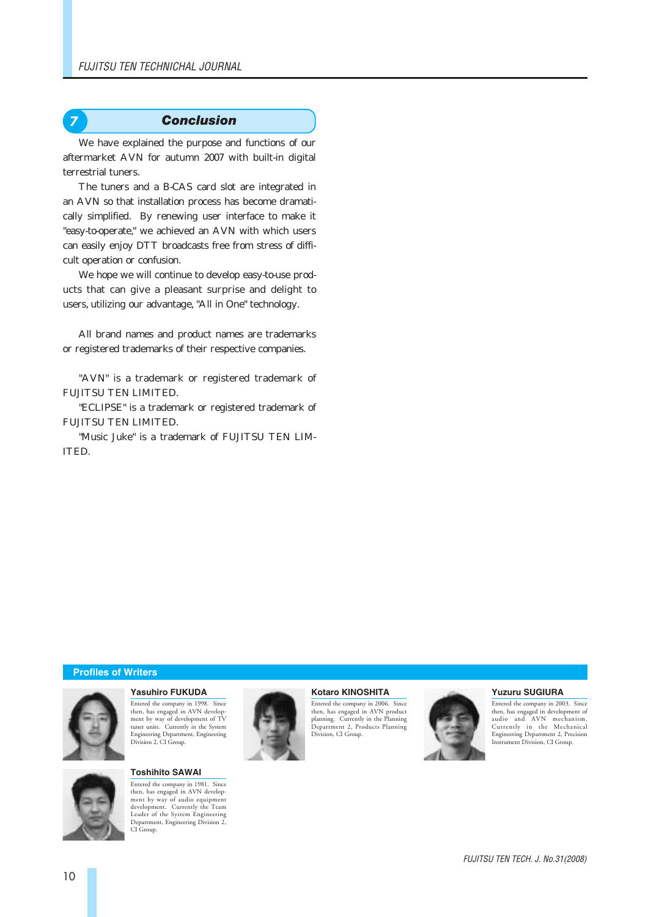## 7 Conclusion

We have explained the purpose and functions of our aftermarket AVN for autumn 2007 with built-in digital terrestrial tuners.

The tuners and a B-CAS card slot are integrated in an AVN so that installation process has become dramatically simplified. By renewing user interface to make it "easy-to-operate," we achieved an AVN with which users can easily enjoy DTT broadcasts free from stress of difficult operation or confusion.

We hope we will continue to develop easy-to-use products that can give a pleasant surprise and delight to users, utilizing our advantage, "All in One" technology.

All brand names and product names are trademarks or registered trademarks of their respective companies.

"AVN" is a trademark or registered trademark of FUJITSU TEN LIMITED.

"ECLIPSE" is a trademark or registered trademark of FUJITSU TEN LIMITED.

"Music Juke" is a trademark of FUJITSU TEN LIMITED.

## Profiles of Writers

**Yasuhiro FUKUDA**

Entered the company in 1998. Since then, has engaged in AVN development by way of development of TV tuner units. Currently in the System Engineering Department, Engineering Division 2, CI Group.

**Kotaro KINOSHITA**

Entered the company in 2006. Since then, has engaged in AVN product planning. Currently in the Planning Department 2, Products Planning Division, CI Group.

**Yuzuru SUGIURA**

Entered the company in 2003. Since then, has engaged in development of audio and AVN mechanism. Currently in the Mechanical Engineering Department 2, Precision Instrument Division, CI Group.

**Toshihito SAWAI**

Entered the company in 1981. Since then, has engaged in AVN development by way of audio equipment development. Currently the Team Leader of the System Engineering Department, Engineering Division 2, CI Group.